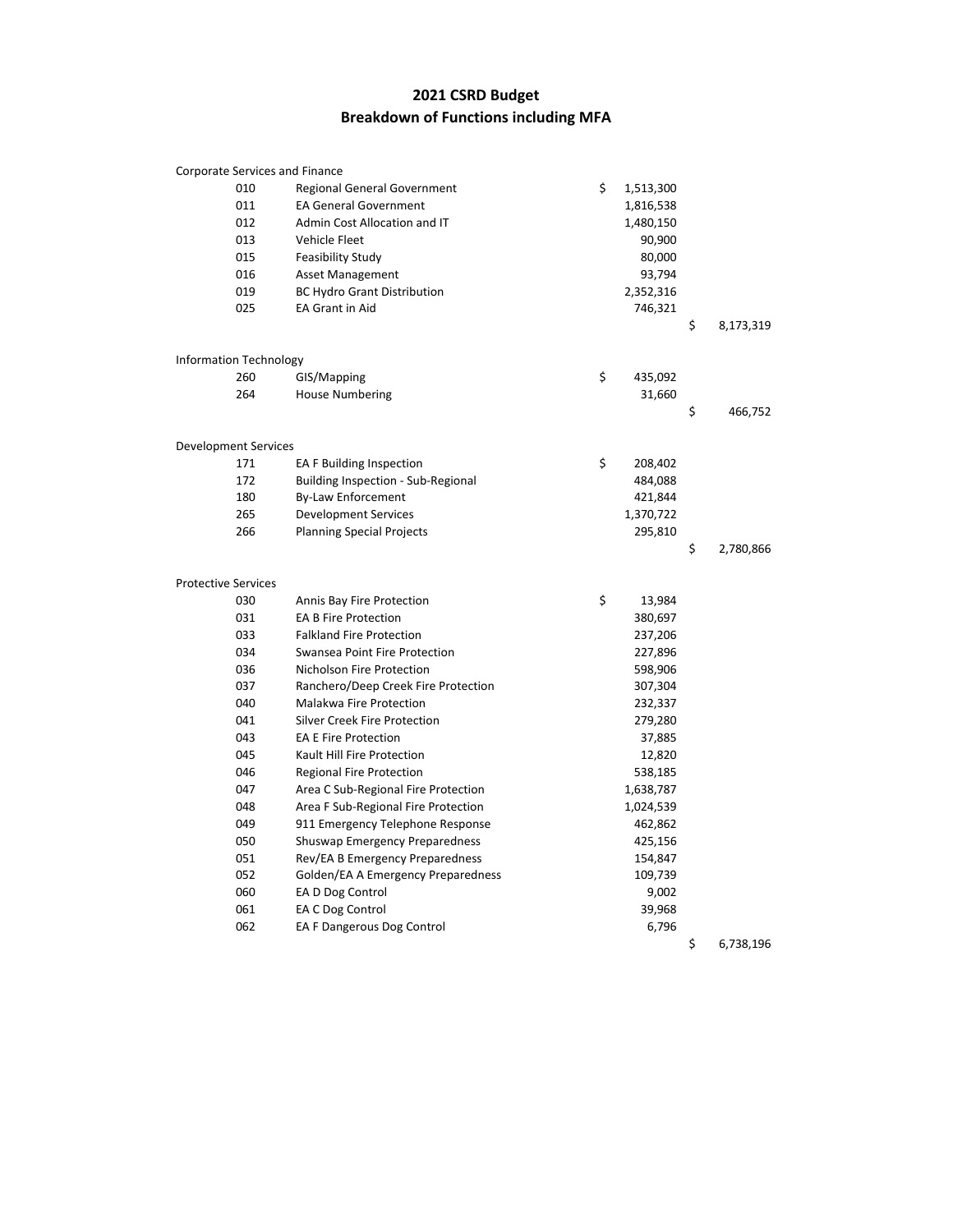# 2021 CSRD Budget
## Breakdown of Functions including MFA

| | | | |
|---|---|---|---|
| **Corporate Services and Finance** | | | |
| 010 | Regional General Government | $ 1,513,300 | |
| 011 | EA General Government | 1,816,538 | |
| 012 | Admin Cost Allocation and IT | 1,480,150 | |
| 013 | Vehicle Fleet | 90,900 | |
| 015 | Feasibility Study | 80,000 | |
| 016 | Asset Management | 93,794 | |
| 019 | BC Hydro Grant Distribution | 2,352,316 | |
| 025 | EA Grant in Aid | 746,321 | |
| | | | $ 8,173,319 |
| **Information Technology** | | | |
| 260 | GIS/Mapping | $ 435,092 | |
| 264 | House Numbering | 31,660 | |
| | | | $ 466,752 |
| **Development Services** | | | |
| 171 | EA F Building Inspection | $ 208,402 | |
| 172 | Building Inspection - Sub-Regional | 484,088 | |
| 180 | By-Law Enforcement | 421,844 | |
| 265 | Development Services | 1,370,722 | |
| 266 | Planning Special Projects | 295,810 | |
| | | | $ 2,780,866 |
| **Protective Services** | | | |
| 030 | Annis Bay Fire Protection | $ 13,984 | |
| 031 | EA B Fire Protection | 380,697 | |
| 033 | Falkland Fire Protection | 237,206 | |
| 034 | Swansea Point Fire Protection | 227,896 | |
| 036 | Nicholson Fire Protection | 598,906 | |
| 037 | Ranchero/Deep Creek Fire Protection | 307,304 | |
| 040 | Malakwa Fire Protection | 232,337 | |
| 041 | Silver Creek Fire Protection | 279,280 | |
| 043 | EA E Fire Protection | 37,885 | |
| 045 | Kault Hill Fire Protection | 12,820 | |
| 046 | Regional Fire Protection | 538,185 | |
| 047 | Area C Sub-Regional Fire Protection | 1,638,787 | |
| 048 | Area F Sub-Regional Fire Protection | 1,024,539 | |
| 049 | 911 Emergency Telephone Response | 462,862 | |
| 050 | Shuswap Emergency Preparedness | 425,156 | |
| 051 | Rev/EA B Emergency Preparedness | 154,847 | |
| 052 | Golden/EA A Emergency Preparedness | 109,739 | |
| 060 | EA D Dog Control | 9,002 | |
| 061 | EA C Dog Control | 39,968 | |
| 062 | EA F Dangerous Dog Control | 6,796 | |
| | | | $ 6,738,196 |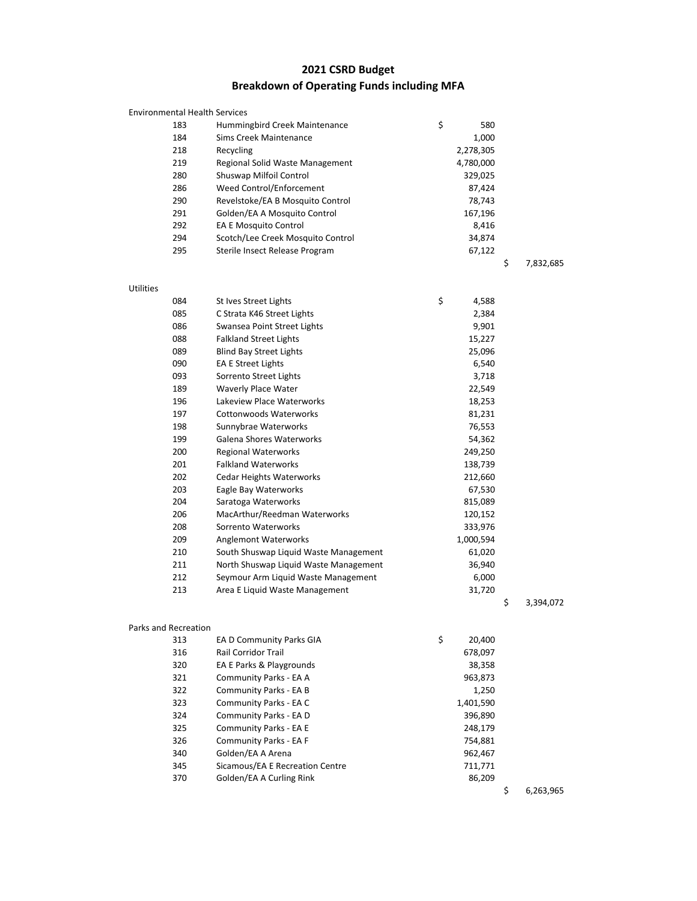# 2021 CSRD Budget
## Breakdown of Operating Funds including MFA

| Category | Code | Description | Amount | Total |
|---|---|---|---|---|
| Environmental Health Services | | | | |
| | 183 | Hummingbird Creek Maintenance | $ 580 | |
| | 184 | Sims Creek Maintenance | 1,000 | |
| | 218 | Recycling | 2,278,305 | |
| | 219 | Regional Solid Waste Management | 4,780,000 | |
| | 280 | Shuswap Milfoil Control | 329,025 | |
| | 286 | Weed Control/Enforcement | 87,424 | |
| | 290 | Revelstoke/EA B Mosquito Control | 78,743 | |
| | 291 | Golden/EA A Mosquito Control | 167,196 | |
| | 292 | EA E Mosquito Control | 8,416 | |
| | 294 | Scotch/Lee Creek Mosquito Control | 34,874 | |
| | 295 | Sterile Insect Release Program | 67,122 | |
| | | | | $ 7,832,685 |
| Utilities | | | | |
| | 084 | St Ives Street Lights | $ 4,588 | |
| | 085 | C Strata K46 Street Lights | 2,384 | |
| | 086 | Swansea Point Street Lights | 9,901 | |
| | 088 | Falkland Street Lights | 15,227 | |
| | 089 | Blind Bay Street Lights | 25,096 | |
| | 090 | EA E Street Lights | 6,540 | |
| | 093 | Sorrento Street Lights | 3,718 | |
| | 189 | Waverly Place Water | 22,549 | |
| | 196 | Lakeview Place Waterworks | 18,253 | |
| | 197 | Cottonwoods Waterworks | 81,231 | |
| | 198 | Sunnybrae Waterworks | 76,553 | |
| | 199 | Galena Shores Waterworks | 54,362 | |
| | 200 | Regional Waterworks | 249,250 | |
| | 201 | Falkland Waterworks | 138,739 | |
| | 202 | Cedar Heights Waterworks | 212,660 | |
| | 203 | Eagle Bay Waterworks | 67,530 | |
| | 204 | Saratoga Waterworks | 815,089 | |
| | 206 | MacArthur/Reedman Waterworks | 120,152 | |
| | 208 | Sorrento Waterworks | 333,976 | |
| | 209 | Anglemont Waterworks | 1,000,594 | |
| | 210 | South Shuswap Liquid Waste Management | 61,020 | |
| | 211 | North Shuswap Liquid Waste Management | 36,940 | |
| | 212 | Seymour Arm Liquid Waste Management | 6,000 | |
| | 213 | Area E Liquid Waste Management | 31,720 | |
| | | | | $ 3,394,072 |
| Parks and Recreation | | | | |
| | 313 | EA D Community Parks GIA | $ 20,400 | |
| | 316 | Rail Corridor Trail | 678,097 | |
| | 320 | EA E Parks & Playgrounds | 38,358 | |
| | 321 | Community Parks - EA A | 963,873 | |
| | 322 | Community Parks - EA B | 1,250 | |
| | 323 | Community Parks - EA C | 1,401,590 | |
| | 324 | Community Parks - EA D | 396,890 | |
| | 325 | Community Parks - EA E | 248,179 | |
| | 326 | Community Parks - EA F | 754,881 | |
| | 340 | Golden/EA A Arena | 962,467 | |
| | 345 | Sicamous/EA E Recreation Centre | 711,771 | |
| | 370 | Golden/EA A Curling Rink | 86,209 | |
| | | | | $ 6,263,965 |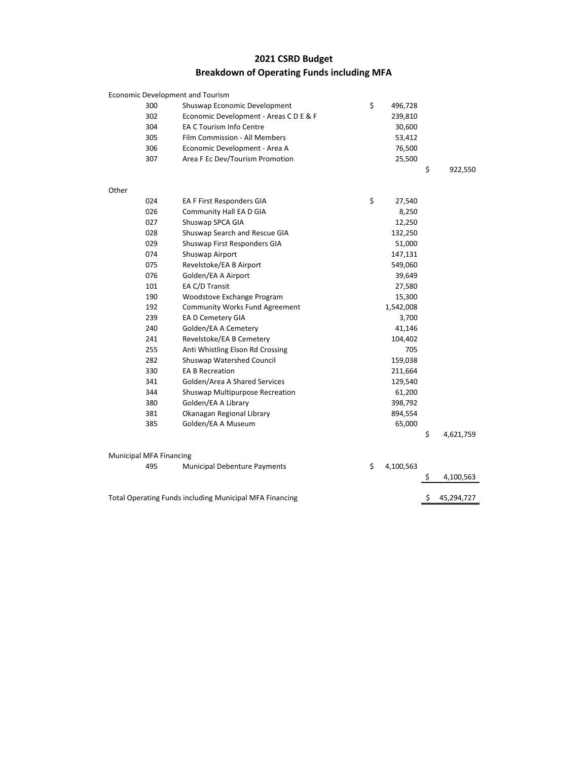# 2021 CSRD Budget
## Breakdown of Operating Funds including MFA

| | | | |
|---|---|---|---|
| **Economic Development and Tourism** | | | |
| 300 | Shuswap Economic Development | $ 496,728 | |
| 302 | Economic Development - Areas C D E & F | 239,810 | |
| 304 | EA C Tourism Info Centre | 30,600 | |
| 305 | Film Commission - All Members | 53,412 | |
| 306 | Economic Development - Area A | 76,500 | |
| 307 | Area F Ec Dev/Tourism Promotion | 25,500 | |
| | | | $ 922,550 |
| **Other** | | | |
| 024 | EA F First Responders GIA | $ 27,540 | |
| 026 | Community Hall EA D GIA | 8,250 | |
| 027 | Shuswap SPCA GIA | 12,250 | |
| 028 | Shuswap Search and Rescue GIA | 132,250 | |
| 029 | Shuswap First Responders GIA | 51,000 | |
| 074 | Shuswap Airport | 147,131 | |
| 075 | Revelstoke/EA B Airport | 549,060 | |
| 076 | Golden/EA A Airport | 39,649 | |
| 101 | EA C/D Transit | 27,580 | |
| 190 | Woodstove Exchange Program | 15,300 | |
| 192 | Community Works Fund Agreement | 1,542,008 | |
| 239 | EA D Cemetery GIA | 3,700 | |
| 240 | Golden/EA A Cemetery | 41,146 | |
| 241 | Revelstoke/EA B Cemetery | 104,402 | |
| 255 | Anti Whistling Elson Rd Crossing | 705 | |
| 282 | Shuswap Watershed Council | 159,038 | |
| 330 | EA B Recreation | 211,664 | |
| 341 | Golden/Area A Shared Services | 129,540 | |
| 344 | Shuswap Multipurpose Recreation | 61,200 | |
| 380 | Golden/EA A Library | 398,792 | |
| 381 | Okanagan Regional Library | 894,554 | |
| 385 | Golden/EA A Museum | 65,000 | |
| | | | $ 4,621,759 |
| **Municipal MFA Financing** | | | |
| 495 | Municipal Debenture Payments | $ 4,100,563 | |
| | | | $ 4,100,563 |
| **Total Operating Funds including Municipal MFA Financing** | | | $ 45,294,727 |